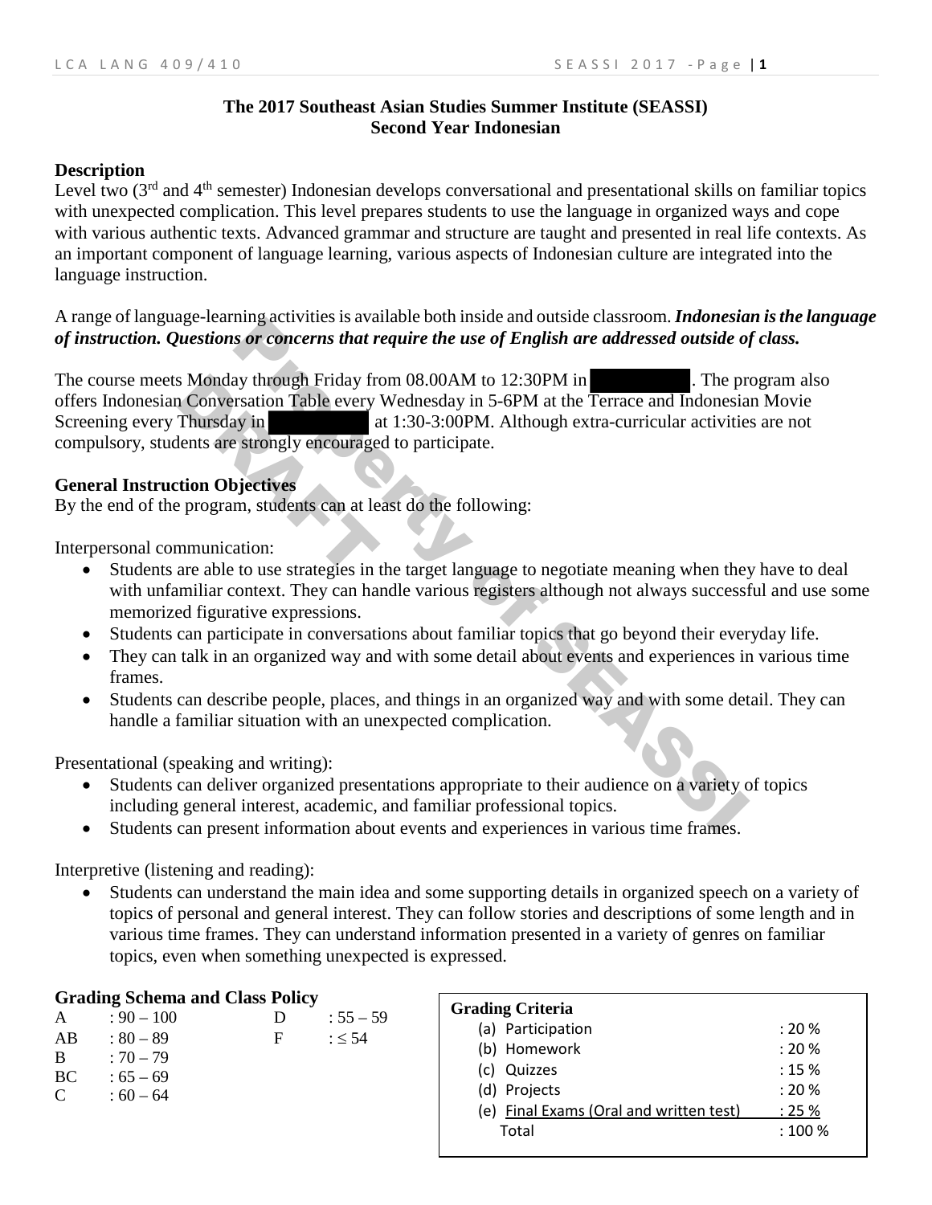**The 2017 Southeast Asian Studies Summer Institute (SEASSI)**
**Second Year Indonesian**

**Description**

Level two (3rd and 4th semester) Indonesian develops conversational and presentational skills on familiar topics with unexpected complication. This level prepares students to use the language in organized ways and cope with various authentic texts. Advanced grammar and structure are taught and presented in real life contexts. As an important component of language learning, various aspects of Indonesian culture are integrated into the language instruction.

A range of language-learning activities is available both inside and outside classroom. ***Indonesian is the language of instruction. Questions or concerns that require the use of English are addressed outside of class.***

The course meets Monday through Friday from 08.00AM to 12:30PM in ██████. The program also offers Indonesian Conversation Table every Wednesday in 5-6PM at the Terrace and Indonesian Movie Screening every Thursday in ██████ at 1:30-3:00PM. Although extra-curricular activities are not compulsory, students are strongly encouraged to participate.

**General Instruction Objectives**

By the end of the program, students can at least do the following:

Interpersonal communication:

- Students are able to use strategies in the target language to negotiate meaning when they have to deal with unfamiliar context. They can handle various registers although not always successful and use some memorized figurative expressions.
- Students can participate in conversations about familiar topics that go beyond their everyday life.
- They can talk in an organized way and with some detail about events and experiences in various time frames.
- Students can describe people, places, and things in an organized way and with some detail. They can handle a familiar situation with an unexpected complication.

Presentational (speaking and writing):

- Students can deliver organized presentations appropriate to their audience on a variety of topics including general interest, academic, and familiar professional topics.
- Students can present information about events and experiences in various time frames.

Interpretive (listening and reading):

- Students can understand the main idea and some supporting details in organized speech on a variety of topics of personal and general interest. They can follow stories and descriptions of some length and in various time frames. They can understand information presented in a variety of genres on familiar topics, even when something unexpected is expressed.

**Grading Schema and Class Policy**

| Grade | Range |
|---|---|
| A | : 90 – 100 |
| AB | : 80 – 89 |
| B | : 70 – 79 |
| BC | : 65 – 69 |
| C | : 60 – 64 |
| D | : 55 – 59 |
| F | : ≤ 54 |

**Grading Criteria**

| Criteria | Weight |
|---|---|
| (a) Participation | : 20 % |
| (b) Homework | : 20 % |
| (c) Quizzes | : 15 % |
| (d) Projects | : 20 % |
| (e) Final Exams (Oral and written test) | : 25 % |
| Total | : 100 % |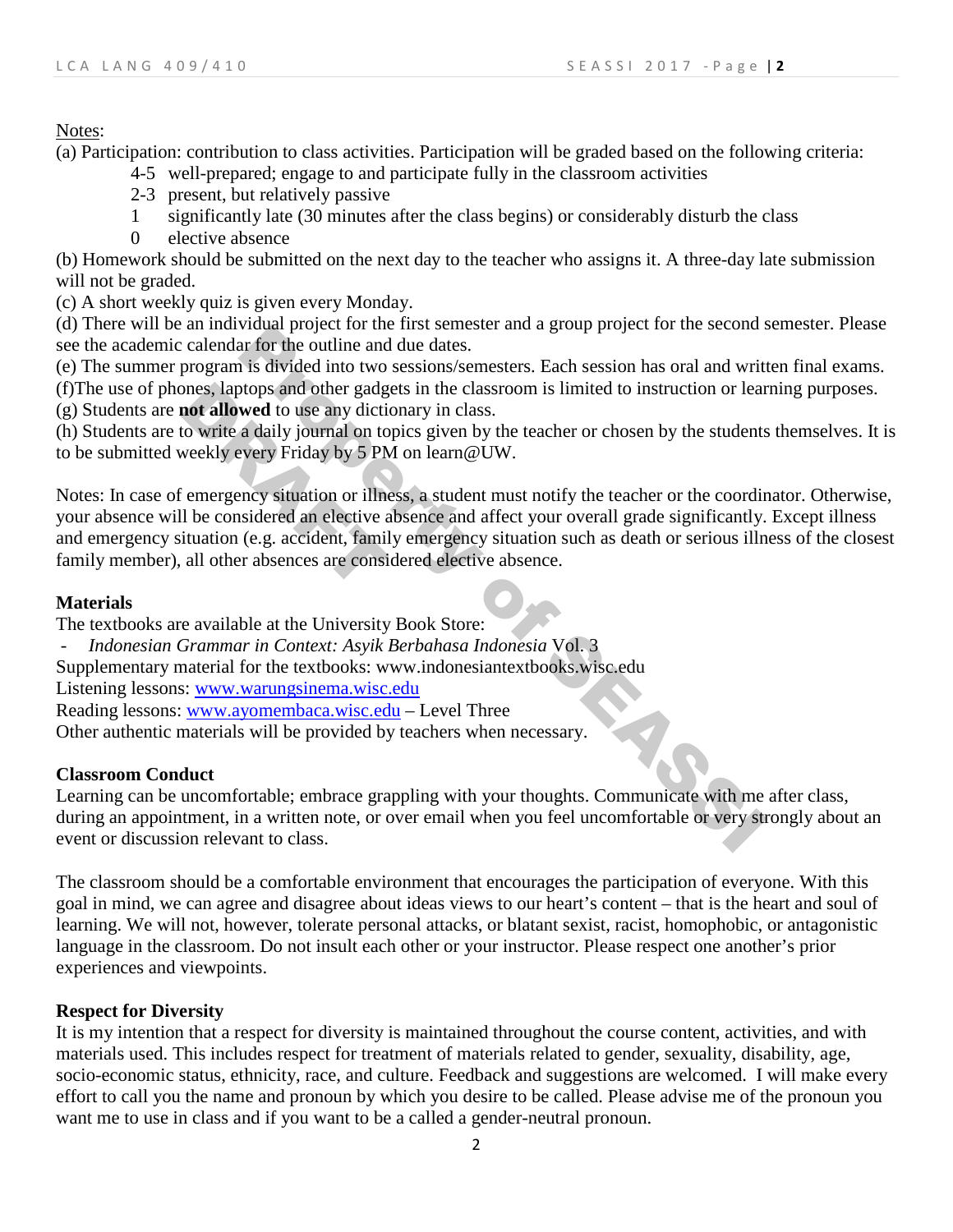Notes:

(a) Participation: contribution to class activities. Participation will be graded based on the following criteria:

- 4-5 well-prepared; engage to and participate fully in the classroom activities
- 2-3 present, but relatively passive
- 1 significantly late (30 minutes after the class begins) or considerably disturb the class
- 0 elective absence

(b) Homework should be submitted on the next day to the teacher who assigns it. A three-day late submission will not be graded.

(c) A short weekly quiz is given every Monday.

(d) There will be an individual project for the first semester and a group project for the second semester. Please see the academic calendar for the outline and due dates.

(e) The summer program is divided into two sessions/semesters. Each session has oral and written final exams.

(f)The use of phones, laptops and other gadgets in the classroom is limited to instruction or learning purposes.

(g) Students are **not allowed** to use any dictionary in class.

(h) Students are to write a daily journal on topics given by the teacher or chosen by the students themselves. It is to be submitted weekly every Friday by 5 PM on learn@UW.

Notes: In case of emergency situation or illness, a student must notify the teacher or the coordinator. Otherwise, your absence will be considered an elective absence and affect your overall grade significantly. Except illness and emergency situation (e.g. accident, family emergency situation such as death or serious illness of the closest family member), all other absences are considered elective absence.

### Materials

The textbooks are available at the University Book Store:

- *Indonesian Grammar in Context: Asyik Berbahasa Indonesia* Vol. 3

Supplementary material for the textbooks: www.indonesiantextbooks.wisc.edu

Listening lessons: www.warungsinema.wisc.edu

Reading lessons: www.ayomembaca.wisc.edu – Level Three

Other authentic materials will be provided by teachers when necessary.

### Classroom Conduct

Learning can be uncomfortable; embrace grappling with your thoughts. Communicate with me after class, during an appointment, in a written note, or over email when you feel uncomfortable or very strongly about an event or discussion relevant to class.

The classroom should be a comfortable environment that encourages the participation of everyone. With this goal in mind, we can agree and disagree about ideas views to our heart's content – that is the heart and soul of learning. We will not, however, tolerate personal attacks, or blatant sexist, racist, homophobic, or antagonistic language in the classroom. Do not insult each other or your instructor. Please respect one another's prior experiences and viewpoints.

### Respect for Diversity

It is my intention that a respect for diversity is maintained throughout the course content, activities, and with materials used. This includes respect for treatment of materials related to gender, sexuality, disability, age, socio-economic status, ethnicity, race, and culture. Feedback and suggestions are welcomed. I will make every effort to call you the name and pronoun by which you desire to be called. Please advise me of the pronoun you want me to use in class and if you want to be a called a gender-neutral pronoun.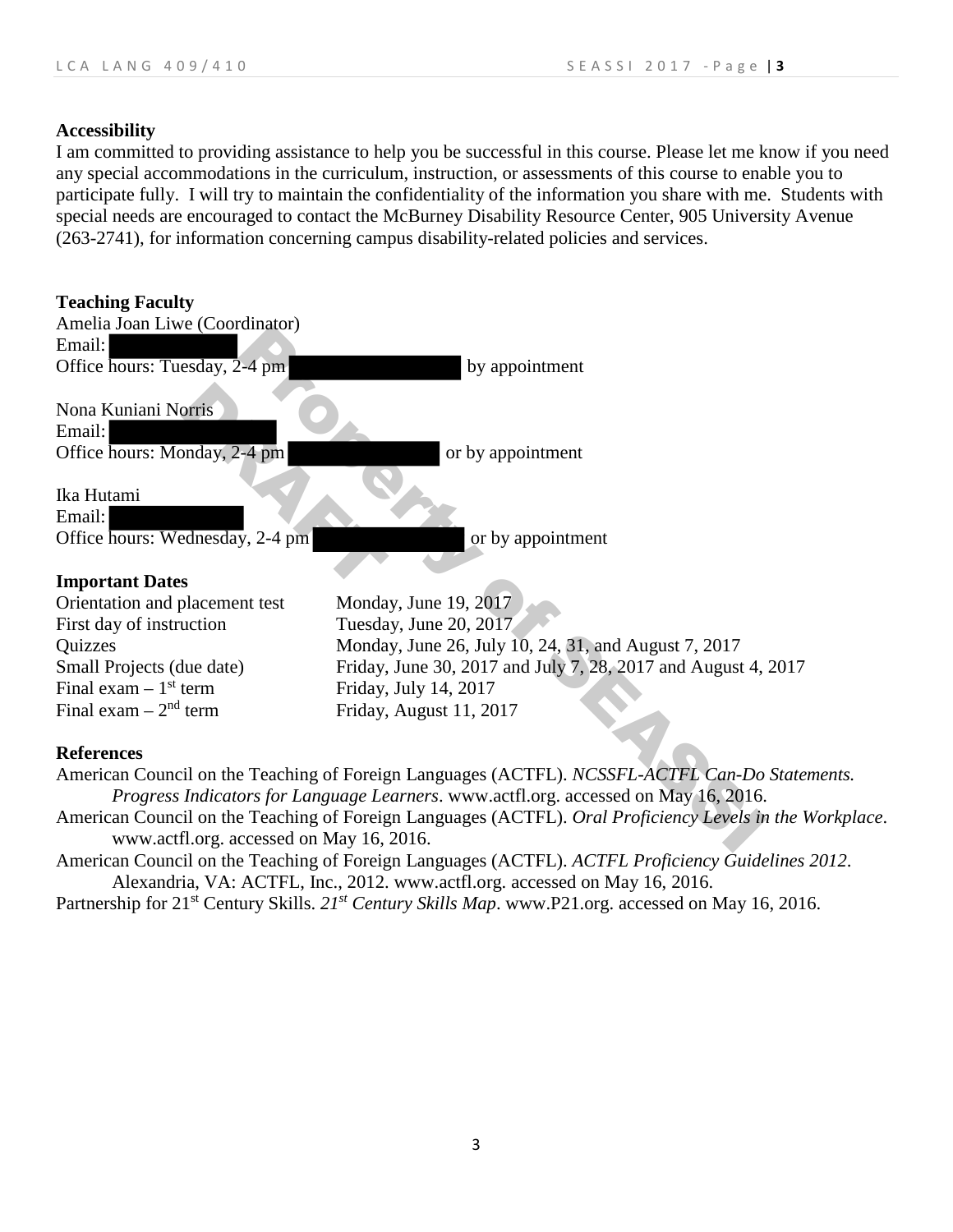**Accessibility**

I am committed to providing assistance to help you be successful in this course. Please let me know if you need any special accommodations in the curriculum, instruction, or assessments of this course to enable you to participate fully. I will try to maintain the confidentiality of the information you share with me. Students with special needs are encouraged to contact the McBurney Disability Resource Center, 905 University Avenue (263-2741), for information concerning campus disability-related policies and services.

**Teaching Faculty**

Amelia Joan Liwe (Coordinator)
Email: 
Office hours: Tuesday, 2-4 pm by appointment

Nona Kuniani Norris
Email: 
Office hours: Monday, 2-4 pm or by appointment

Ika Hutami
Email: 
Office hours: Wednesday, 2-4 pm or by appointment

**Important Dates**

| | |
|---|---|
| Orientation and placement test | Monday, June 19, 2017 |
| First day of instruction | Tuesday, June 20, 2017 |
| Quizzes | Monday, June 26, July 10, 24, 31, and August 7, 2017 |
| Small Projects (due date) | Friday, June 30, 2017 and July 7, 28, 2017 and August 4, 2017 |
| Final exam – 1st term | Friday, July 14, 2017 |
| Final exam – 2nd term | Friday, August 11, 2017 |

**References**

American Council on the Teaching of Foreign Languages (ACTFL). *NCSSFL-ACTFL Can-Do Statements. Progress Indicators for Language Learners*. www.actfl.org. accessed on May 16, 2016.

American Council on the Teaching of Foreign Languages (ACTFL). *Oral Proficiency Levels in the Workplace*. www.actfl.org. accessed on May 16, 2016.

American Council on the Teaching of Foreign Languages (ACTFL). *ACTFL Proficiency Guidelines 2012*. Alexandria, VA: ACTFL, Inc., 2012. www.actfl.org. accessed on May 16, 2016.

Partnership for 21st Century Skills. *21st Century Skills Map*. www.P21.org. accessed on May 16, 2016.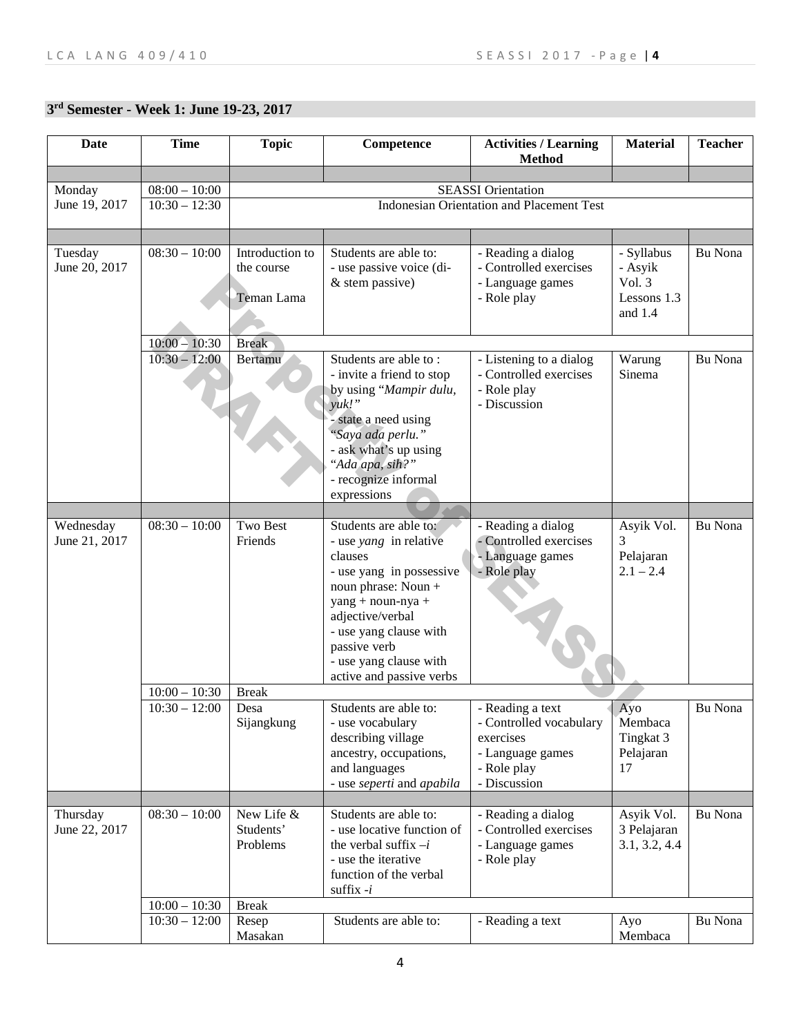## 3rd Semester - Week 1: June 19-23, 2017

| Date | Time | Topic | Competence | Activities / Learning Method | Material | Teacher |
|---|---|---|---|---|---|---|
| | | | | | | |
| Monday June 19, 2017 | 08:00 – 10:00 | SEASSI Orientation | | | | |
| | 10:30 – 12:30 | Indonesian Orientation and Placement Test | | | | |
| | | | | | | |
| Tuesday June 20, 2017 | 08:30 – 10:00 | Introduction to the course<br><br>Teman Lama | Students are able to:<br>- use passive voice (di- & stem passive) | - Reading a dialog<br>- Controlled exercises<br>- Language games<br>- Role play | - Syllabus<br>- Asyik Vol. 3 Lessons 1.3 and 1.4 | Bu Nona |
| | 10:00 – 10:30 | Break | | | | |
| | 10:30 – 12:00 | Bertamu | Students are able to :<br>- invite a friend to stop by using "*Mampir dulu, yuk!*"<br>- state a need using "*Saya ada perlu.*"<br>- ask what's up using "*Ada apa, sih?*"<br>- recognize informal expressions | - Listening to a dialog<br>- Controlled exercises<br>- Role play<br>- Discussion | Warung Sinema | Bu Nona |
| | | | | | | |
| Wednesday June 21, 2017 | 08:30 – 10:00 | Two Best Friends | Students are able to:<br>- use *yang* in relative clauses<br>- use yang in possessive noun phrase: Noun + yang + noun-nya + adjective/verbal<br>- use yang clause with passive verb<br>- use yang clause with active and passive verbs | - Reading a dialog<br>- Controlled exercises<br>- Language games<br>- Role play | Asyik Vol. 3 Pelajaran 2.1 – 2.4 | Bu Nona |
| | 10:00 – 10:30 | Break | | | | |
| | 10:30 – 12:00 | Desa Sijangkung | Students are able to:<br>- use vocabulary describing village ancestry, occupations, and languages<br>- use *seperti* and *apabila* | - Reading a text<br>- Controlled vocabulary exercises<br>- Language games<br>- Role play<br>- Discussion | Ayo Membaca Tingkat 3 Pelajaran 17 | Bu Nona |
| | | | | | | |
| Thursday June 22, 2017 | 08:30 – 10:00 | New Life & Students' Problems | Students are able to:<br>- use locative function of the verbal suffix *–i*<br>- use the iterative function of the verbal suffix *-i* | - Reading a dialog<br>- Controlled exercises<br>- Language games<br>- Role play | Asyik Vol. 3 Pelajaran 3.1, 3.2, 4.4 | Bu Nona |
| | 10:00 – 10:30 | Break | | | | |
| | 10:30 – 12:00 | Resep Masakan | Students are able to: | - Reading a text | Ayo Membaca | Bu Nona |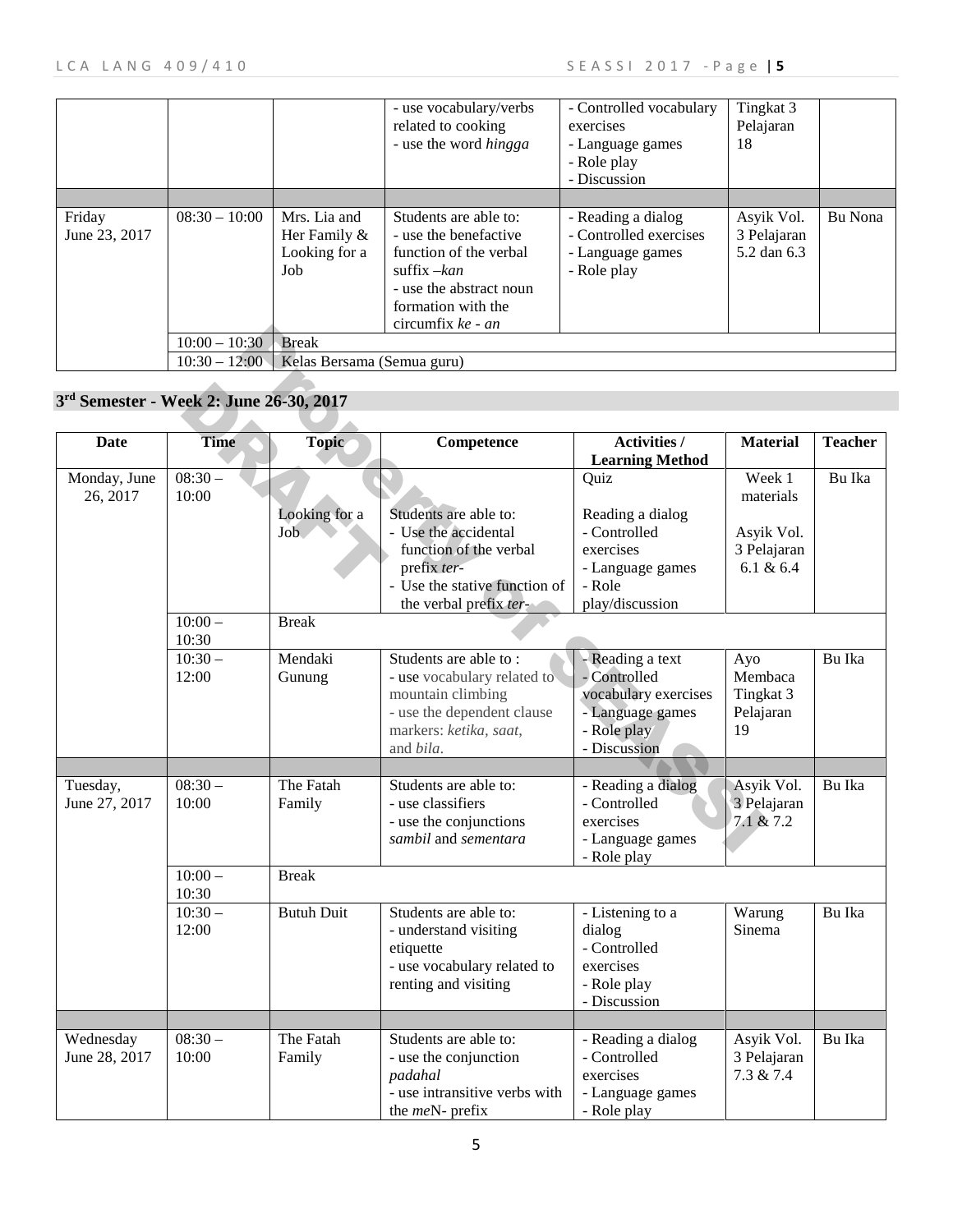| | | | Students are able to: - use vocabulary/verbs related to cooking - use the word *hingga* | - Controlled vocabulary exercises - Language games - Role play - Discussion | Tingkat 3 Pelajaran 18 | |
|---|---|---|---|---|---|---|
| | | | | | | |
| Friday June 23, 2017 | 08:30 – 10:00 | Mrs. Lia and Her Family & Looking for a Job | Students are able to: - use the benefactive function of the verbal suffix –*kan* - use the abstract noun formation with the circumfix *ke - an* | - Reading a dialog - Controlled exercises - Language games - Role play | Asyik Vol. 3 Pelajaran 5.2 dan 6.3 | Bu Nona |
| | 10:00 – 10:30 | Break | | | | |
| | 10:30 – 12:00 | Kelas Bersama (Semua guru) | | | | |

## 3rd Semester - Week 2: June 26-30, 2017

| Date | Time | Topic | Competence | Activities / Learning Method | Material | Teacher |
|---|---|---|---|---|---|---|
| Monday, June 26, 2017 | 08:30 – 10:00 | Looking for a Job | Students are able to: - Use the accidental function of the verbal prefix *ter-* - Use the stative function of the verbal prefix *ter-* | Quiz; Reading a dialog - Controlled exercises - Language games - Role play/discussion | Week 1 materials; Asyik Vol. 3 Pelajaran 6.1 & 6.4 | Bu Ika |
| | 10:00 – 10:30 | Break | | | | |
| | 10:30 – 12:00 | Mendaki Gunung | Students are able to : - use vocabulary related to mountain climbing - use the dependent clause markers: *ketika*, *saat*, and *bila*. | - Reading a text - Controlled vocabulary exercises - Language games - Role play - Discussion | Ayo Membaca Tingkat 3 Pelajaran 19 | Bu Ika |
| | | | | | | |
| Tuesday, June 27, 2017 | 08:30 – 10:00 | The Fatah Family | Students are able to: - use classifiers - use the conjunctions *sambil* and *sementara* | - Reading a dialog - Controlled exercises - Language games - Role play | Asyik Vol. 3 Pelajaran 7.1 & 7.2 | Bu Ika |
| | 10:00 – 10:30 | Break | | | | |
| | 10:30 – 12:00 | Butuh Duit | Students are able to: - understand visiting etiquette - use vocabulary related to renting and visiting | - Listening to a dialog - Controlled exercises - Role play - Discussion | Warung Sinema | Bu Ika |
| | | | | | | |
| Wednesday June 28, 2017 | 08:30 – 10:00 | The Fatah Family | Students are able to: - use the conjunction *padahal* - use intransitive verbs with the *me*N- prefix | - Reading a dialog - Controlled exercises - Language games - Role play | Asyik Vol. 3 Pelajaran 7.3 & 7.4 | Bu Ika |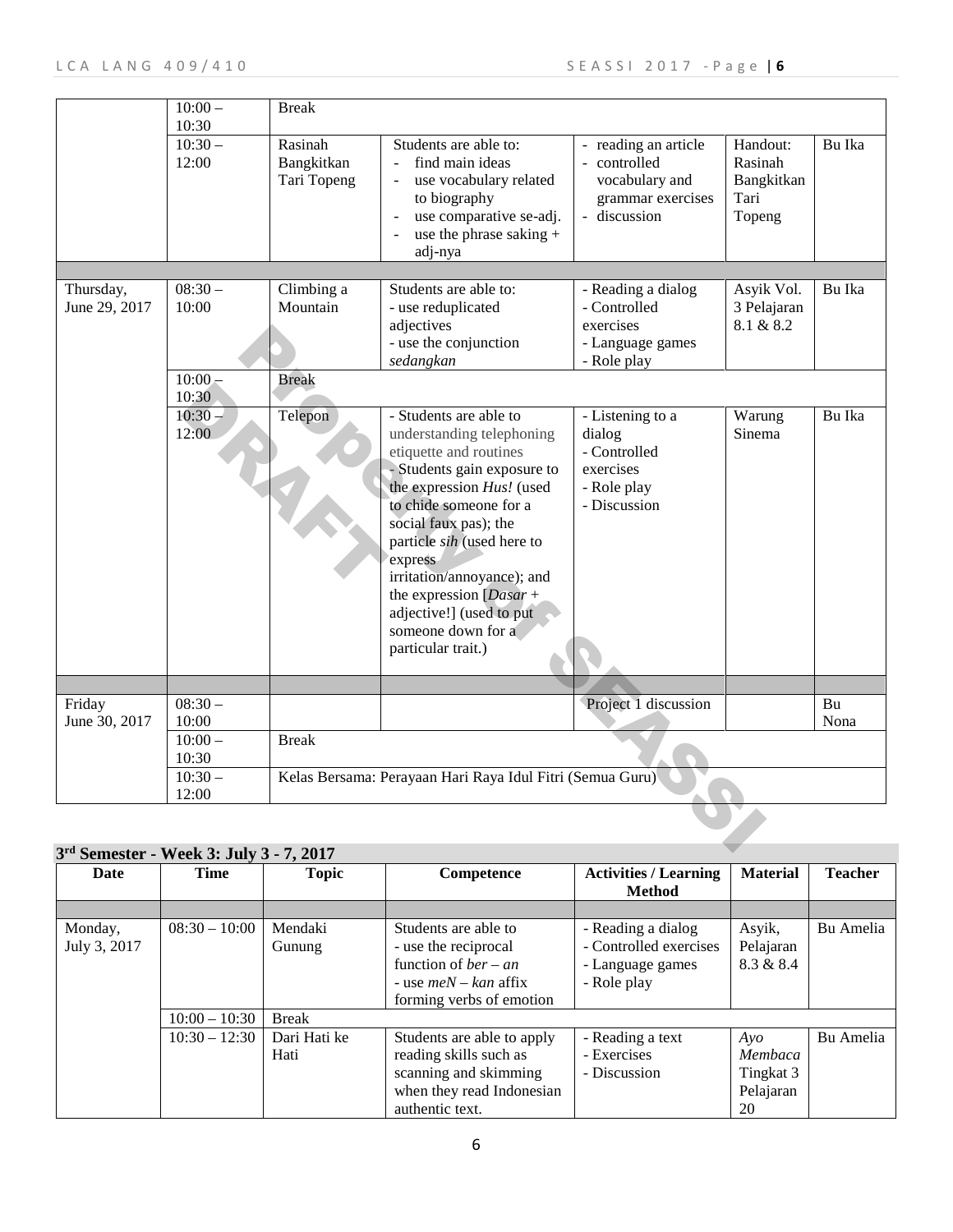| | | | | | | |
|---|---|---|---|---|---|---|
| | 10:00 – 10:30 | Break | | | | |
| | 10:30 – 12:00 | Rasinah Bangkitkan Tari Topeng | Students are able to:<br>- find main ideas<br>- use vocabulary related to biography<br>- use comparative se-adj.<br>- use the phrase saking + adj-nya | - reading an article<br>- controlled vocabulary and grammar exercises<br>- discussion | Handout: Rasinah Bangkitkan Tari Topeng | Bu Ika |
| | | | | | | |
| Thursday, June 29, 2017 | 08:30 – 10:00 | Climbing a Mountain | Students are able to:<br>- use reduplicated adjectives<br>- use the conjunction *sedangkan* | - Reading a dialog<br>- Controlled exercises<br>- Language games<br>- Role play | Asyik Vol. 3 Pelajaran 8.1 & 8.2 | Bu Ika |
| | 10:00 – 10:30 | Break | | | | |
| | 10:30 – 12:00 | Telepon | - Students are able to understanding telephoning etiquette and routines<br>- Students gain exposure to the expression *Hus!* (used to chide someone for a social faux pas); the particle *sih* (used here to express irritation/annoyance); and the expression [*Dasar* + adjective!] (used to put someone down for a particular trait.) | - Listening to a dialog<br>- Controlled exercises<br>- Role play<br>- Discussion | Warung Sinema | Bu Ika |
| | | | | | | |
| Friday June 30, 2017 | 08:30 – 10:00 | | | Project 1 discussion | | Bu Nona |
| | 10:00 – 10:30 | Break | | | | |
| | 10:30 – 12:00 | Kelas Bersama: Perayaan Hari Raya Idul Fitri (Semua Guru) | | | | |

## 3rd Semester - Week 3: July 3 - 7, 2017

| Date | Time | Topic | Competence | Activities / Learning Method | Material | Teacher |
|---|---|---|---|---|---|---|
| | | | | | | |
| Monday, July 3, 2017 | 08:30 – 10:00 | Mendaki Gunung | Students are able to<br>- use the reciprocal function of *ber – an*<br>- use *meN – kan* affix forming verbs of emotion | - Reading a dialog<br>- Controlled exercises<br>- Language games<br>- Role play | Asyik, Pelajaran 8.3 & 8.4 | Bu Amelia |
| | 10:00 – 10:30 | Break | | | | |
| | 10:30 – 12:30 | Dari Hati ke Hati | Students are able to apply reading skills such as scanning and skimming when they read Indonesian authentic text. | - Reading a text<br>- Exercises<br>- Discussion | *Ayo Membaca* Tingkat 3 Pelajaran 20 | Bu Amelia |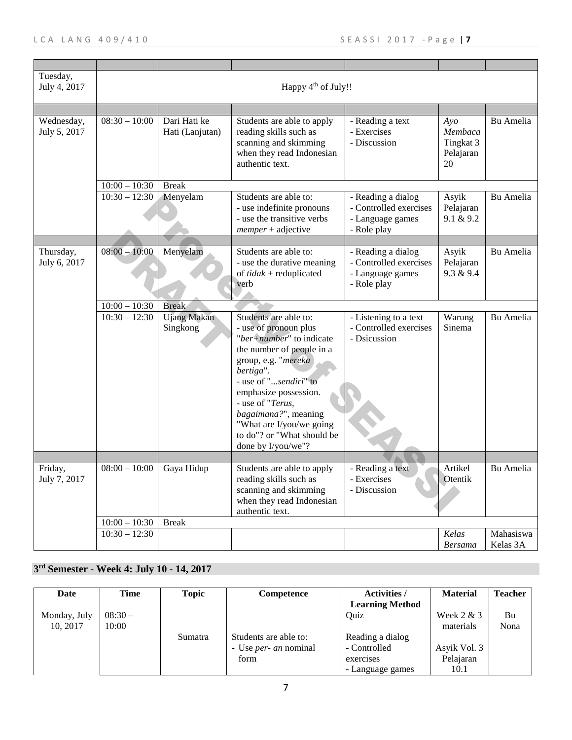| | | | | | | |
|---|---|---|---|---|---|---|
| Tuesday, July 4, 2017 | Happy 4th of July!! | | | | | |
| | | | | | | |
| Wednesday, July 5, 2017 | 08:30 – 10:00 | Dari Hati ke Hati (Lanjutan) | Students are able to apply reading skills such as scanning and skimming when they read Indonesian authentic text. | - Reading a text<br>- Exercises<br>- Discussion | *Ayo Membaca* Tingkat 3 Pelajaran 20 | Bu Amelia |
| | 10:00 – 10:30 | Break | | | | |
| | 10:30 – 12:30 | Menyelam | Students are able to:<br>- use indefinite pronouns<br>- use the transitive verbs *memper* + adjective | - Reading a dialog<br>- Controlled exercises<br>- Language games<br>- Role play | Asyik Pelajaran 9.1 & 9.2 | Bu Amelia |
| | | | | | | |
| Thursday, July 6, 2017 | 08:00 – 10:00 | Menyelam | Students are able to:<br>- use the durative meaning of *tidak* + reduplicated verb | - Reading a dialog<br>- Controlled exercises<br>- Language games<br>- Role play | Asyik Pelajaran 9.3 & 9.4 | Bu Amelia |
| | 10:00 – 10:30 | Break | | | | |
| | 10:30 – 12:30 | Ujang Makan Singkong | Students are able to:<br>- use of pronoun plus "*ber+number*" to indicate the number of people in a group, e.g. "*mereka bertiga*".<br>- use of "*...sendiri*" to emphasize possession.<br>- use of "*Terus, bagaimana?*", meaning "What are I/you/we going to do"? or "What should be done by I/you/we"? | - Listening to a text<br>- Controlled exercises<br>- Dsicussion | Warung Sinema | Bu Amelia |
| | | | | | | |
| Friday, July 7, 2017 | 08:00 – 10:00 | Gaya Hidup | Students are able to apply reading skills such as scanning and skimming when they read Indonesian authentic text. | - Reading a text<br>- Exercises<br>- Discussion | Artikel Otentik | Bu Amelia |
| | 10:00 – 10:30 | Break | | | | |
| | 10:30 – 12:30 | | | | *Kelas Bersama* | Mahasiswa Kelas 3A |

## 3rd Semester - Week 4: July 10 - 14, 2017

| Date | Time | Topic | Competence | Activities / Learning Method | Material | Teacher |
|---|---|---|---|---|---|---|
| Monday, July 10, 2017 | 08:30 – 10:00 | Sumatra | Students are able to:<br>- Use *per- an* nominal form | Quiz<br><br>Reading a dialog<br>- Controlled exercises<br>- Language games | Week 2 & 3 materials<br><br>Asyik Vol. 3 Pelajaran 10.1 | Bu Nona |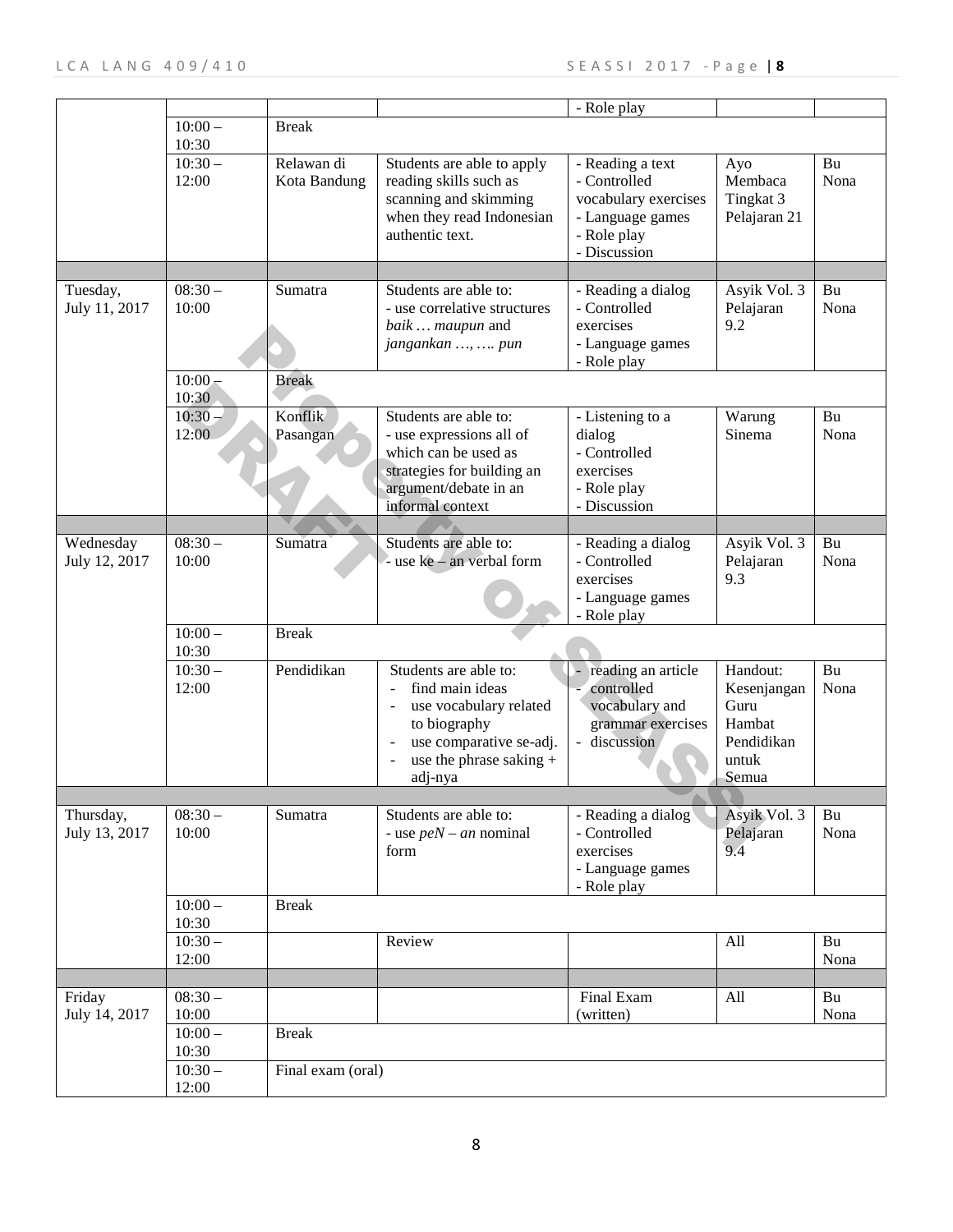| | | | | - Role play | | |
|---|---|---|---|---|---|---|
| | 10:00 – 10:30 | Break | | | | |
| | 10:30 – 12:00 | Relawan di Kota Bandung | Students are able to apply reading skills such as scanning and skimming when they read Indonesian authentic text. | - Reading a text<br>- Controlled vocabulary exercises<br>- Language games<br>- Role play<br>- Discussion | Ayo Membaca Tingkat 3 Pelajaran 21 | Bu Nona |
| | | | | | | |
| Tuesday, July 11, 2017 | 08:30 – 10:00 | Sumatra | Students are able to:<br>- use correlative structures *baik … maupun* and *jangankan …, …. pun* | - Reading a dialog<br>- Controlled exercises<br>- Language games<br>- Role play | Asyik Vol. 3 Pelajaran 9.2 | Bu Nona |
| | 10:00 – 10:30 | Break | | | | |
| | 10:30 – 12:00 | Konflik Pasangan | Students are able to:<br>- use expressions all of which can be used as strategies for building an argument/debate in an informal context | - Listening to a dialog<br>- Controlled exercises<br>- Role play<br>- Discussion | Warung Sinema | Bu Nona |
| | | | | | | |
| Wednesday July 12, 2017 | 08:30 – 10:00 | Sumatra | Students are able to:<br>- use ke – an verbal form | - Reading a dialog<br>- Controlled exercises<br>- Language games<br>- Role play | Asyik Vol. 3 Pelajaran 9.3 | Bu Nona |
| | 10:00 – 10:30 | Break | | | | |
| | 10:30 – 12:00 | Pendidikan | Students are able to:<br>- find main ideas<br>- use vocabulary related to biography<br>- use comparative se-adj.<br>- use the phrase saking + adj-nya | - reading an article<br>- controlled vocabulary and grammar exercises<br>- discussion | Handout: Kesenjangan Guru Hambat Pendidikan untuk Semua | Bu Nona |
| | | | | | | |
| Thursday, July 13, 2017 | 08:30 – 10:00 | Sumatra | Students are able to:<br>- use *peN – an* nominal form | - Reading a dialog<br>- Controlled exercises<br>- Language games<br>- Role play | Asyik Vol. 3 Pelajaran 9.4 | Bu Nona |
| | 10:00 – 10:30 | Break | | | | |
| | 10:30 – 12:00 | | Review | | All | Bu Nona |
| | | | | | | |
| Friday July 14, 2017 | 08:30 – 10:00 | | | Final Exam (written) | All | Bu Nona |
| | 10:00 – 10:30 | Break | | | | |
| | 10:30 – 12:00 | Final exam (oral) | | | | |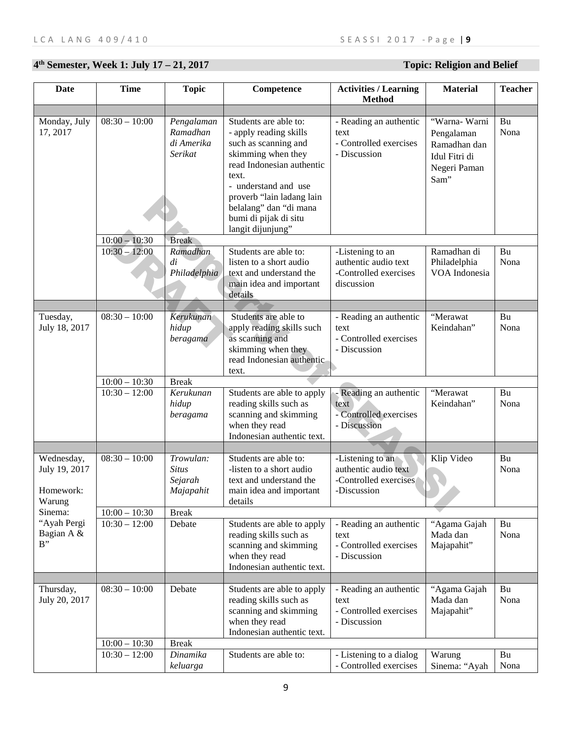**4th Semester, Week 1: July 17 – 21, 2017 Topic: Religion and Belief**

| Date | Time | Topic | Competence | Activities / Learning Method | Material | Teacher |
|---|---|---|---|---|---|---|
| | | | | | | |
| Monday, July 17, 2017 | 08:30 – 10:00 | *Pengalaman Ramadhan di Amerika Serikat* | Students are able to: - apply reading skills such as scanning and skimming when they read Indonesian authentic text. - understand and use proverb "lain ladang lain belalang" dan "di mana bumi di pijak di situ langit dijunjung" | - Reading an authentic text - Controlled exercises - Discussion | "Warna- Warni Pengalaman Ramadhan dan Idul Fitri di Negeri Paman Sam" | Bu Nona |
| | 10:00 – 10:30 | Break | | | | |
| | 10:30 – 12:00 | *Ramadhan di Philadelphia* | Students are able to: listen to a short audio text and understand the main idea and important details | -Listening to an authentic audio text -Controlled exercises discussion | Ramadhan di Philadelphia VOA Indonesia | Bu Nona |
| | | | | | | |
| Tuesday, July 18, 2017 | 08:30 – 10:00 | *Kerukunan hidup beragama* | Students are able to apply reading skills such as scanning and skimming when they read Indonesian authentic text. | - Reading an authentic text - Controlled exercises - Discussion | "Merawat Keindahan" | Bu Nona |
| | 10:00 – 10:30 | Break | | | | |
| | 10:30 – 12:00 | *Kerukunan hidup beragama* | Students are able to apply reading skills such as scanning and skimming when they read Indonesian authentic text. | - Reading an authentic text - Controlled exercises - Discussion | "Merawat Keindahan" | Bu Nona |
| | | | | | | |
| Wednesday, July 19, 2017 Homework: Warung Sinema: "Ayah Pergi Bagian A & B" | 08:30 – 10:00 | *Trowulan: Situs Sejarah Majapahit* | Students are able to: -listen to a short audio text and understand the main idea and important details | -Listening to an authentic audio text -Controlled exercises -Discussion | Klip Video | Bu Nona |
| | 10:00 – 10:30 | Break | | | | |
| | 10:30 – 12:00 | Debate | Students are able to apply reading skills such as scanning and skimming when they read Indonesian authentic text. | - Reading an authentic text - Controlled exercises - Discussion | "Agama Gajah Mada dan Majapahit" | Bu Nona |
| | | | | | | |
| Thursday, July 20, 2017 | 08:30 – 10:00 | Debate | Students are able to apply reading skills such as scanning and skimming when they read Indonesian authentic text. | - Reading an authentic text - Controlled exercises - Discussion | "Agama Gajah Mada dan Majapahit" | Bu Nona |
| | 10:00 – 10:30 | Break | | | | |
| | 10:30 – 12:00 | *Dinamika keluarga* | Students are able to: | - Listening to a dialog - Controlled exercises | Warung Sinema: "Ayah | Bu Nona |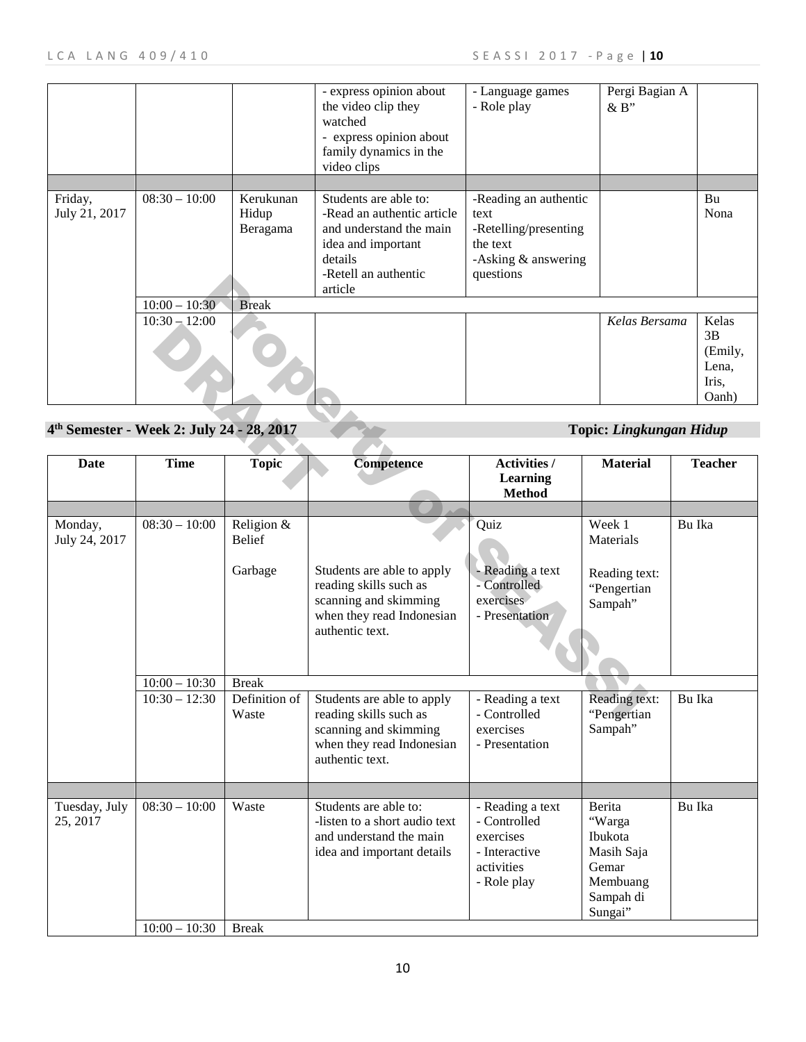| | | | - express opinion about the video clip they watched<br>- express opinion about family dynamics in the video clips | - Language games<br>- Role play | Pergi Bagian A & B" | |
|---|---|---|---|---|---|---|
| | | | | | | |
| Friday, July 21, 2017 | 08:30 – 10:00 | Kerukunan Hidup Beragama | Students are able to:<br>-Read an authentic article and understand the main idea and important details<br>-Retell an authentic article | -Reading an authentic text<br>-Retelling/presenting the text<br>-Asking & answering questions | | Bu Nona |
| | 10:00 – 10:30 | Break | | | | |
| | 10:30 – 12:00 | | | | *Kelas Bersama* | Kelas 3B (Emily, Lena, Iris, Oanh) |

**4th Semester - Week 2: July 24 - 28, 2017** **Topic: *Lingkungan Hidup***

| Date | Time | Topic | Competence | Activities / Learning Method | Material | Teacher |
|---|---|---|---|---|---|---|
| | | | | | | |
| Monday, July 24, 2017 | 08:30 – 10:00 | Religion & Belief<br><br>Garbage | <br><br>Students are able to apply reading skills such as scanning and skimming when they read Indonesian authentic text. | Quiz<br><br>- Reading a text<br>- Controlled exercises<br>- Presentation | Week 1 Materials<br><br>Reading text: "Pengertian Sampah" | Bu Ika |
| | 10:00 – 10:30 | Break | | | | |
| | 10:30 – 12:30 | Definition of Waste | Students are able to apply reading skills such as scanning and skimming when they read Indonesian authentic text. | - Reading a text<br>- Controlled exercises<br>- Presentation | Reading text: "Pengertian Sampah" | Bu Ika |
| | | | | | | |
| Tuesday, July 25, 2017 | 08:30 – 10:00 | Waste | Students are able to:<br>-listen to a short audio text and understand the main idea and important details | - Reading a text<br>- Controlled exercises<br>- Interactive activities<br>- Role play | Berita "Warga Ibukota Masih Saja Gemar Membuang Sampah di Sungai" | Bu Ika |
| | 10:00 – 10:30 | Break | | | | |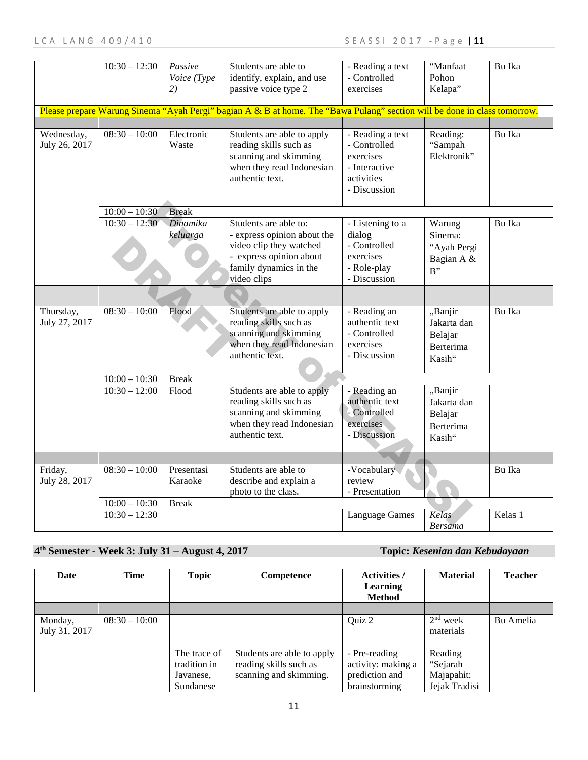|  | 10:30 – 12:30 | *Passive Voice (Type 2)* | Students are able to identify, explain, and use passive voice type 2 | - Reading a text<br>- Controlled exercises | "Manfaat Pohon Kelapa" | Bu Ika |
|---|---|---|---|---|---|---|
| Please prepare Warung Sinema "Ayah Pergi" bagian A & B at home. The "Bawa Pulang" section will be done in class tomorrow. | | | | | | |
|  |  |  |  |  |  |  |
| Wednesday, July 26, 2017 | 08:30 – 10:00 | Electronic Waste | Students are able to apply reading skills such as scanning and skimming when they read Indonesian authentic text. | - Reading a text<br>- Controlled exercises<br>- Interactive activities<br>- Discussion | Reading: "Sampah Elektronik" | Bu Ika |
|  | 10:00 – 10:30 | Break |  |  |  |  |
|  | 10:30 – 12:30 | *Dinamika keluarga* | Students are able to:<br>- express opinion about the video clip they watched<br>- express opinion about family dynamics in the video clips | - Listening to a dialog<br>- Controlled exercises<br>- Role-play<br>- Discussion | Warung Sinema: "Ayah Pergi Bagian A & B" | Bu Ika |
|  |  |  |  |  |  |  |
| Thursday, July 27, 2017 | 08:30 – 10:00 | Flood | Students are able to apply reading skills such as scanning and skimming when they read Indonesian authentic text. | - Reading an authentic text<br>- Controlled exercises<br>- Discussion | „Banjir Jakarta dan Belajar Berterima Kasih" | Bu Ika |
|  | 10:00 – 10:30 | Break |  |  |  |  |
|  | 10:30 – 12:00 | Flood | Students are able to apply reading skills such as scanning and skimming when they read Indonesian authentic text. | - Reading an authentic text<br>- Controlled exercises<br>- Discussion | „Banjir Jakarta dan Belajar Berterima Kasih" |  |
|  |  |  |  |  |  |  |
| Friday, July 28, 2017 | 08:30 – 10:00 | Presentasi Karaoke | Students are able to describe and explain a photo to the class. | -Vocabulary review<br>- Presentation |  | Bu Ika |
|  | 10:00 – 10:30 | Break |  |  |  |  |
|  | 10:30 – 12:30 |  |  | Language Games | *Kelas Bersama* | Kelas 1 |

**4th Semester - Week 3: July 31 – August 4, 2017** **Topic: *Kesenian dan Kebudayaan***

| Date | Time | Topic | Competence | Activities / Learning Method | Material | Teacher |
|---|---|---|---|---|---|---|
|  |  |  |  |  |  |  |
| Monday, July 31, 2017 | 08:30 – 10:00 |  |  | Quiz 2 | 2nd week materials | Bu Amelia |
|  |  | The trace of tradition in Javanese, Sundanese | Students are able to apply reading skills such as scanning and skimming. | - Pre-reading activity: making a prediction and brainstorming | Reading "Sejarah Majapahit: Jejak Tradisi |  |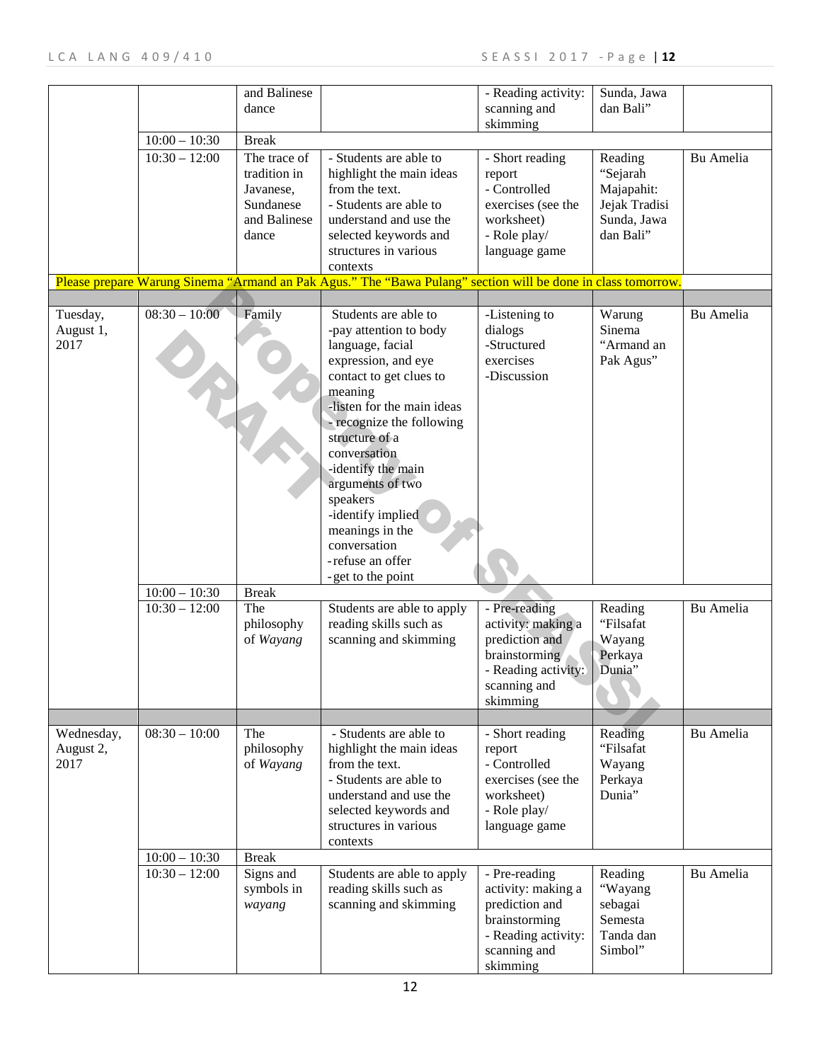| | | | | | | |
|---|---|---|---|---|---|---|
| | | and Balinese dance | | - Reading activity: scanning and skimming | Sunda, Jawa dan Bali" | |
| | 10:00 – 10:30 | Break | | | | |
| | 10:30 – 12:00 | The trace of tradition in Javanese, Sundanese and Balinese dance | - Students are able to highlight the main ideas from the text.<br>- Students are able to understand and use the selected keywords and structures in various contexts | - Short reading report<br>- Controlled exercises (see the worksheet)<br>- Role play/ language game | Reading "Sejarah Majapahit: Jejak Tradisi Sunda, Jawa dan Bali" | Bu Amelia |
| Please prepare Warung Sinema "Armand an Pak Agus." The "Bawa Pulang" section will be done in class tomorrow. | | | | | | |
| | | | | | | |
| Tuesday, August 1, 2017 | 08:30 – 10:00 | Family | Students are able to<br>-pay attention to body language, facial expression, and eye contact to get clues to meaning<br>-listen for the main ideas<br>- recognize the following structure of a conversation<br>-identify the main arguments of two speakers<br>-identify implied meanings in the conversation<br>-refuse an offer<br>-get to the point | -Listening to dialogs<br>-Structured exercises<br>-Discussion | Warung Sinema "Armand an Pak Agus" | Bu Amelia |
| | 10:00 – 10:30 | Break | | | | |
| | 10:30 – 12:00 | The philosophy of *Wayang* | Students are able to apply reading skills such as scanning and skimming | - Pre-reading activity: making a prediction and brainstorming<br>- Reading activity: scanning and skimming | Reading "Filsafat Wayang Perkaya Dunia" | Bu Amelia |
| | | | | | | |
| Wednesday, August 2, 2017 | 08:30 – 10:00 | The philosophy of *Wayang* | - Students are able to highlight the main ideas from the text.<br>- Students are able to understand and use the selected keywords and structures in various contexts | - Short reading report<br>- Controlled exercises (see the worksheet)<br>- Role play/ language game | Reading "Filsafat Wayang Perkaya Dunia" | Bu Amelia |
| | 10:00 – 10:30 | Break | | | | |
| | 10:30 – 12:00 | Signs and symbols in *wayang* | Students are able to apply reading skills such as scanning and skimming | - Pre-reading activity: making a prediction and brainstorming<br>- Reading activity: scanning and skimming | Reading "Wayang sebagai Semesta Tanda dan Simbol" | Bu Amelia |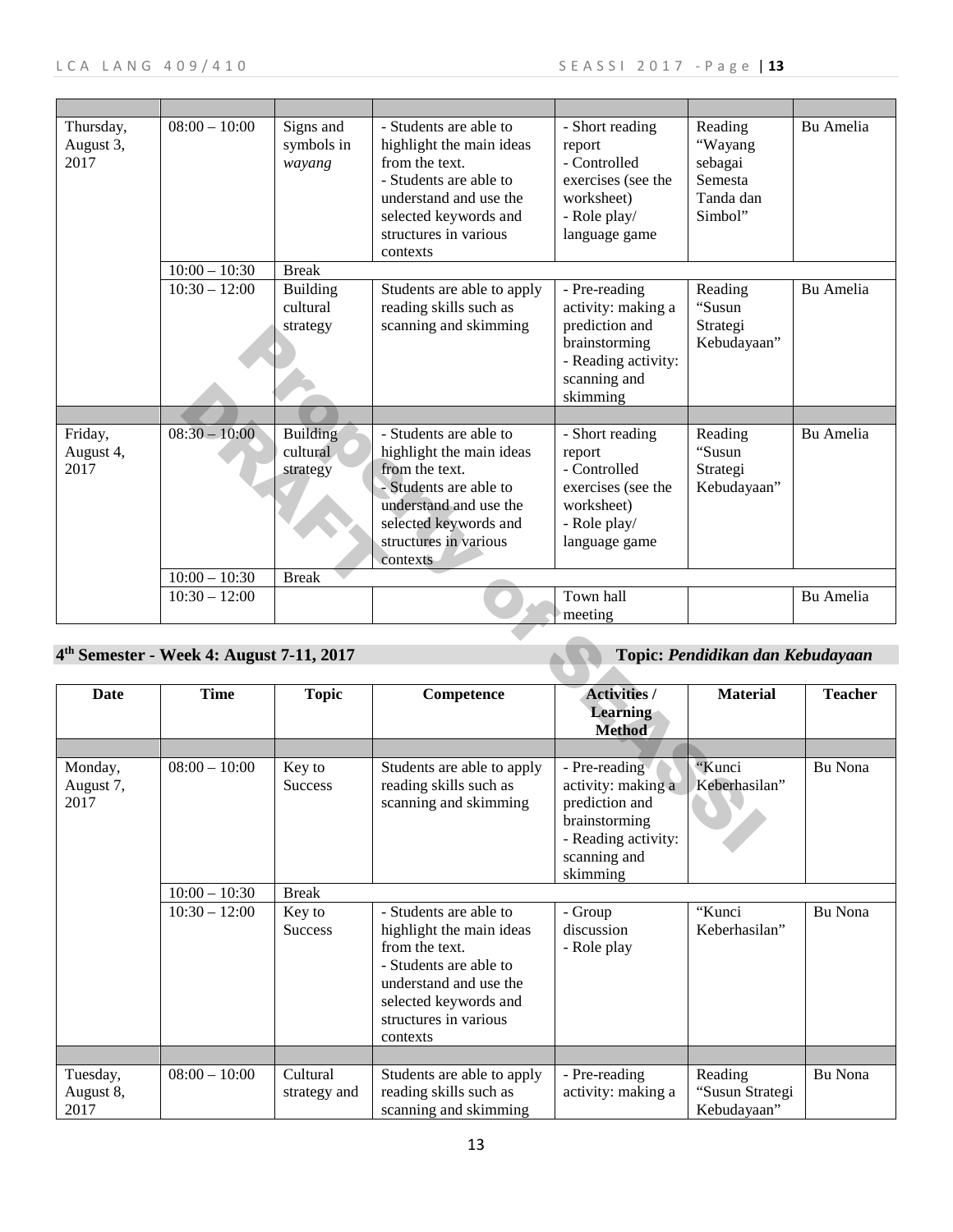| | | | | | | |
|---|---|---|---|---|---|---|
| Thursday, August 3, 2017 | 08:00 – 10:00 | Signs and symbols in *wayang* | - Students are able to highlight the main ideas from the text. - Students are able to understand and use the selected keywords and structures in various contexts | - Short reading report - Controlled exercises (see the worksheet) - Role play/ language game | Reading "Wayang sebagai Semesta Tanda dan Simbol" | Bu Amelia |
| | 10:00 – 10:30 | Break | | | | |
| | 10:30 – 12:00 | Building cultural strategy | Students are able to apply reading skills such as scanning and skimming | - Pre-reading activity: making a prediction and brainstorming - Reading activity: scanning and skimming | Reading "Susun Strategi Kebudayaan" | Bu Amelia |
| | | | | | | |
| Friday, August 4, 2017 | 08:30 – 10:00 | Building cultural strategy | - Students are able to highlight the main ideas from the text. - Students are able to understand and use the selected keywords and structures in various contexts | - Short reading report - Controlled exercises (see the worksheet) - Role play/ language game | Reading "Susun Strategi Kebudayaan" | Bu Amelia |
| | 10:00 – 10:30 | Break | | | | |
| | 10:30 – 12:00 | | | Town hall meeting | | Bu Amelia |

**4th Semester - Week 4: August 7-11, 2017** **Topic: *Pendidikan dan Kebudayaan***

| Date | Time | Topic | Competence | Activities / Learning Method | Material | Teacher |
|---|---|---|---|---|---|---|
| | | | | | | |
| Monday, August 7, 2017 | 08:00 – 10:00 | Key to Success | Students are able to apply reading skills such as scanning and skimming | - Pre-reading activity: making a prediction and brainstorming - Reading activity: scanning and skimming | "Kunci Keberhasilan" | Bu Nona |
| | 10:00 – 10:30 | Break | | | | |
| | 10:30 – 12:00 | Key to Success | - Students are able to highlight the main ideas from the text. - Students are able to understand and use the selected keywords and structures in various contexts | - Group discussion - Role play | "Kunci Keberhasilan" | Bu Nona |
| | | | | | | |
| Tuesday, August 8, 2017 | 08:00 – 10:00 | Cultural strategy and | Students are able to apply reading skills such as scanning and skimming | - Pre-reading activity: making a | Reading "Susun Strategi Kebudayaan" | Bu Nona |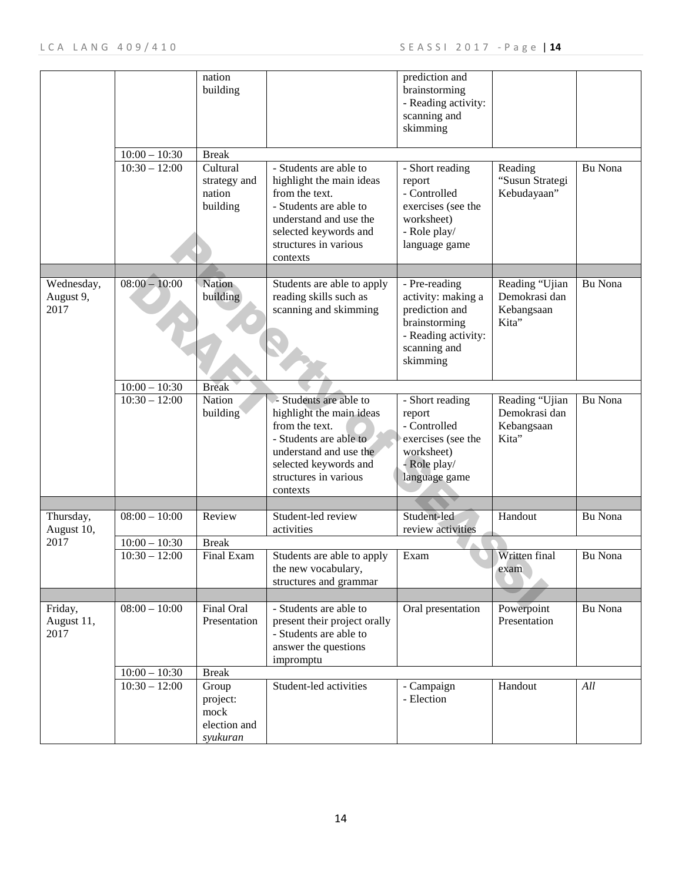| | | | | | | |
|---|---|---|---|---|---|---|
| | | nation building | | prediction and brainstorming<br>- Reading activity: scanning and skimming | | |
| | 10:00 – 10:30 | Break | | | | |
| | 10:30 – 12:00 | Cultural strategy and nation building | - Students are able to highlight the main ideas from the text.<br>- Students are able to understand and use the selected keywords and structures in various contexts | - Short reading report<br>- Controlled exercises (see the worksheet)<br>- Role play/ language game | Reading "Susun Strategi Kebudayaan" | Bu Nona |
| | | | | | | |
| Wednesday, August 9, 2017 | 08:00 – 10:00 | Nation building | Students are able to apply reading skills such as scanning and skimming | - Pre-reading activity: making a prediction and brainstorming<br>- Reading activity: scanning and skimming | Reading "Ujian Demokrasi dan Kebangsaan Kita" | Bu Nona |
| | 10:00 – 10:30 | Break | | | | |
| | 10:30 – 12:00 | Nation building | - Students are able to highlight the main ideas from the text.<br>- Students are able to understand and use the selected keywords and structures in various contexts | - Short reading report<br>- Controlled exercises (see the worksheet)<br>- Role play/ language game | Reading "Ujian Demokrasi dan Kebangsaan Kita" | Bu Nona |
| | | | | | | |
| Thursday, August 10, 2017 | 08:00 – 10:00 | Review | Student-led review activities | Student-led review activities | Handout | Bu Nona |
| | 10:00 – 10:30 | Break | | | | |
| | 10:30 – 12:00 | Final Exam | Students are able to apply the new vocabulary, structures and grammar | Exam | Written final exam | Bu Nona |
| | | | | | | |
| Friday, August 11, 2017 | 08:00 – 10:00 | Final Oral Presentation | - Students are able to present their project orally<br>- Students are able to answer the questions impromptu | Oral presentation | Powerpoint Presentation | Bu Nona |
| | 10:00 – 10:30 | Break | | | | |
| | 10:30 – 12:00 | Group project: mock election and *syukuran* | Student-led activities | - Campaign<br>- Election | Handout | *All* |